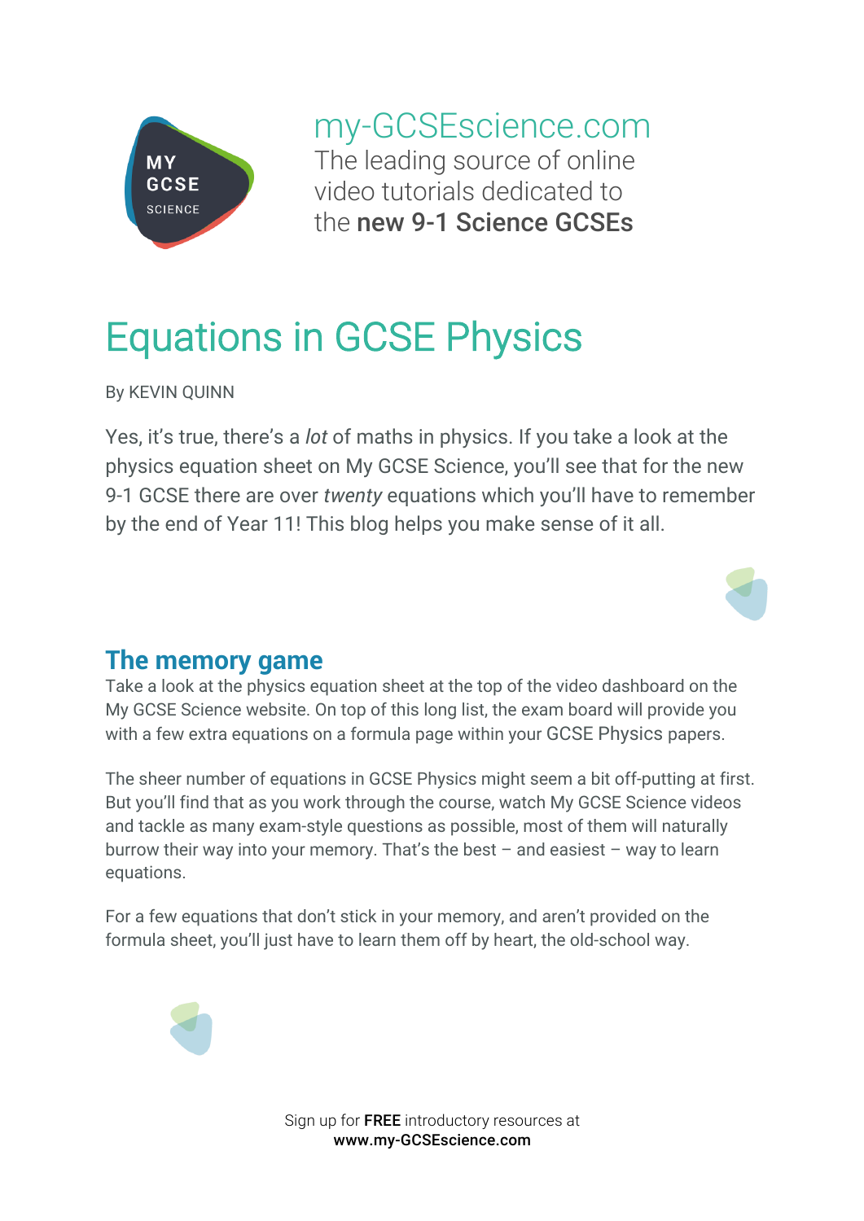my-GCSEscience.com
The leading source of online video tutorials dedicated to the **new 9-1 Science GCSEs**

# Equations in GCSE Physics

By KEVIN QUINN

Yes, it's true, there's a *lot* of maths in physics. If you take a look at the physics equation sheet on My GCSE Science, you'll see that for the new 9-1 GCSE there are over *twenty* equations which you'll have to remember by the end of Year 11! This blog helps you make sense of it all.

## The memory game

Take a look at the physics equation sheet at the top of the video dashboard on the My GCSE Science website. On top of this long list, the exam board will provide you with a few extra equations on a formula page within your GCSE Physics papers.

The sheer number of equations in GCSE Physics might seem a bit off-putting at first. But you'll find that as you work through the course, watch My GCSE Science videos and tackle as many exam-style questions as possible, most of them will naturally burrow their way into your memory. That's the best – and easiest – way to learn equations.

For a few equations that don't stick in your memory, and aren't provided on the formula sheet, you'll just have to learn them off by heart, the old-school way.

Sign up for **FREE** introductory resources at **www.my-GCSEscience.com**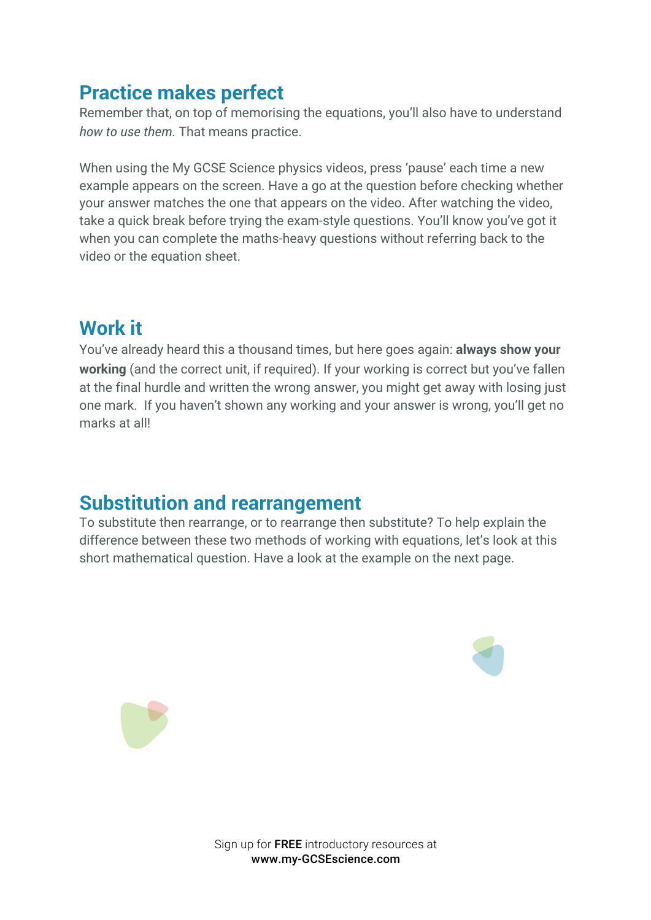## Practice makes perfect

Remember that, on top of memorising the equations, you'll also have to understand *how to use them*. That means practice.

When using the My GCSE Science physics videos, press 'pause' each time a new example appears on the screen. Have a go at the question before checking whether your answer matches the one that appears on the video. After watching the video, take a quick break before trying the exam-style questions. You'll know you've got it when you can complete the maths-heavy questions without referring back to the video or the equation sheet.

## Work it

You've already heard this a thousand times, but here goes again: **always show your working** (and the correct unit, if required). If your working is correct but you've fallen at the final hurdle and written the wrong answer, you might get away with losing just one mark.  If you haven't shown any working and your answer is wrong, you'll get no marks at all!

## Substitution and rearrangement

To substitute then rearrange, or to rearrange then substitute? To help explain the difference between these two methods of working with equations, let's look at this short mathematical question. Have a look at the example on the next page.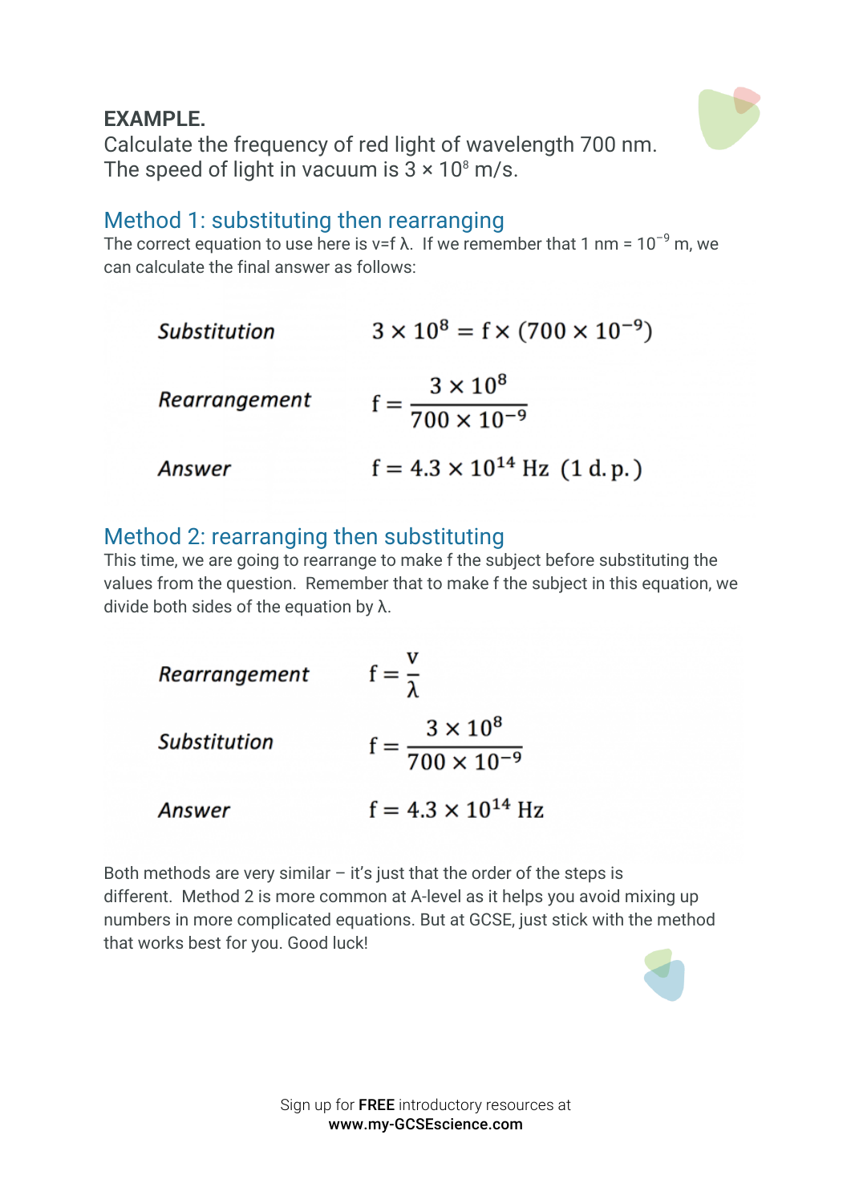**EXAMPLE.**

Calculate the frequency of red light of wavelength 700 nm.
The speed of light in vacuum is $3 \times 10^8$ m/s.

## Method 1: substituting then rearranging

The correct equation to use here is $v = f\lambda$. If we remember that 1 nm = $10^{-9}$ m, we can calculate the final answer as follows:

| | |
|---|---|
| *Substitution* | $3 \times 10^8 = f \times (700 \times 10^{-9})$ |
| *Rearrangement* | $f = \dfrac{3 \times 10^8}{700 \times 10^{-9}}$ |
| *Answer* | $f = 4.3 \times 10^{14}\ \text{Hz}\ \ (1\ \text{d.p.})$ |

## Method 2: rearranging then substituting

This time, we are going to rearrange to make f the subject before substituting the values from the question. Remember that to make f the subject in this equation, we divide both sides of the equation by $\lambda$.

| | |
|---|---|
| *Rearrangement* | $f = \dfrac{v}{\lambda}$ |
| *Substitution* | $f = \dfrac{3 \times 10^8}{700 \times 10^{-9}}$ |
| *Answer* | $f = 4.3 \times 10^{14}\ \text{Hz}$ |

Both methods are very similar – it's just that the order of the steps is different. Method 2 is more common at A-level as it helps you avoid mixing up numbers in more complicated equations. But at GCSE, just stick with the method that works best for you. Good luck!

Sign up for **FREE** introductory resources at
**www.my-GCSEscience.com**